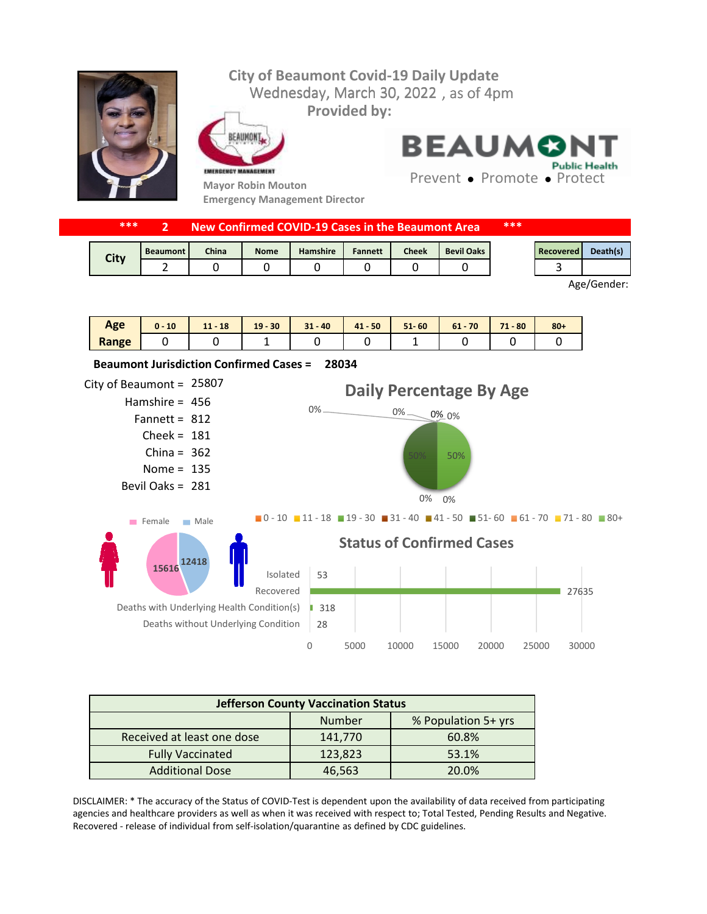# City of Beaumont Covid-19 Daily Update

Wednesday, March 30, 2022 , as of 4pm

**Provided by:**

EMERGENCY MANAGEMENT

**Mayor Robin Mouton**

**Emergency Management Director**

BEAUMONT Public Health

Prevent • Promote • Protect

**\*\*\* 2 New Confirmed COVID-19 Cases in the Beaumont Area \*\*\***

| City | Beaumont | China | Nome | Hamshire | Fannett | Cheek | Bevil Oaks |
|---|---|---|---|---|---|---|---|
| | 2 | 0 | 0 | 0 | 0 | 0 | 0 |

| Recovered | Death(s) |
|---|---|
| 3 | |

Age/Gender:

| Age Range | 0 - 10 | 11 - 18 | 19 - 30 | 31 - 40 | 41 - 50 | 51- 60 | 61 - 70 | 71 - 80 | 80+ |
|---|---|---|---|---|---|---|---|---|---|
| | 0 | 0 | 1 | 0 | 0 | 1 | 0 | 0 | 0 |

**Beaumont Jurisdiction Confirmed Cases = 28034**

City of Beaumont = 25807
Hamshire = 456
Fannett = 812
Cheek = 181
China = 362
Nome = 135
Bevil Oaks = 281

## Daily Percentage By Age

0%
0%
0%
0%
50%
50%
0%
0%

0 - 10 11 - 18 19 - 30 31 - 40 41 - 50 51- 60 61 - 70 71 - 80 80+

Female Male

15616
12418

## Status of Confirmed Cases

Isolated 53
Recovered 27635
Deaths with Underlying Health Condition(s) 318
Deaths without Underlying Condition 28

0 5000 10000 15000 20000 25000 30000

| Jefferson County Vaccination Status | | |
|---|---|---|
| | Number | % Population 5+ yrs |
| Received at least one dose | 141,770 | 60.8% |
| Fully Vaccinated | 123,823 | 53.1% |
| Additional Dose | 46,563 | 20.0% |

DISCLAIMER: * The accuracy of the Status of COVID-Test is dependent upon the availability of data received from participating agencies and healthcare providers as well as when it was received with respect to; Total Tested, Pending Results and Negative. Recovered - release of individual from self-isolation/quarantine as defined by CDC guidelines.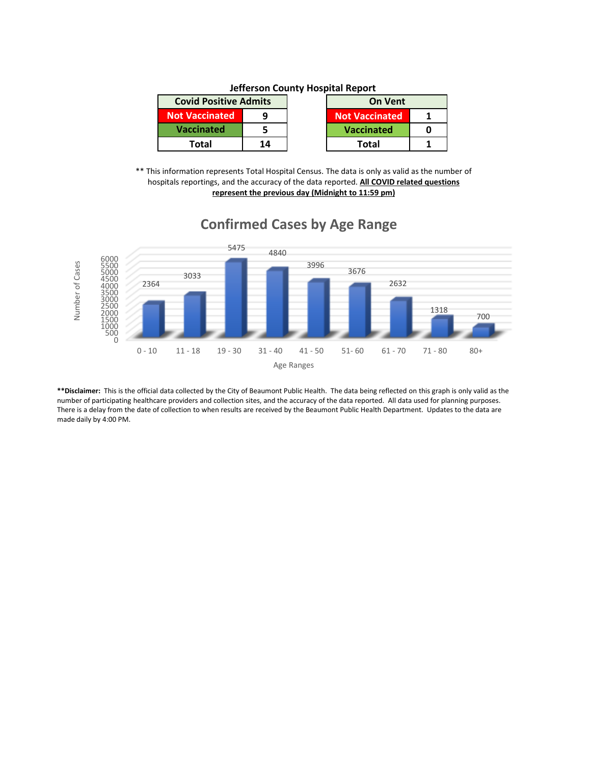**Jefferson County Hospital Report**

| Covid Positive Admits | |
|---|---|
| Not Vaccinated | 9 |
| Vaccinated | 5 |
| Total | 14 |

| On Vent | |
|---|---|
| Not Vaccinated | 1 |
| Vaccinated | 0 |
| Total | 1 |

** This information represents Total Hospital Census. The data is only as valid as the number of hospitals reportings, and the accuracy of the data reported. **All COVID related questions represent the previous day (Midnight to 11:59 pm)**

## Confirmed Cases by Age Range

Number of Cases

6000
5500
5000
4500
4000
3500
3000
2500
2000
1500
1000
500
0

2364
3033
5475
4840
3996
3676
2632
1318
700

0 - 10
11 - 18
19 - 30
31 - 40
41 - 50
51- 60
61 - 70
71 - 80
80+

Age Ranges

****Disclaimer:** This is the official data collected by the City of Beaumont Public Health. The data being reflected on this graph is only valid as the number of participating healthcare providers and collection sites, and the accuracy of the data reported. All data used for planning purposes. There is a delay from the date of collection to when results are received by the Beaumont Public Health Department. Updates to the data are made daily by 4:00 PM.